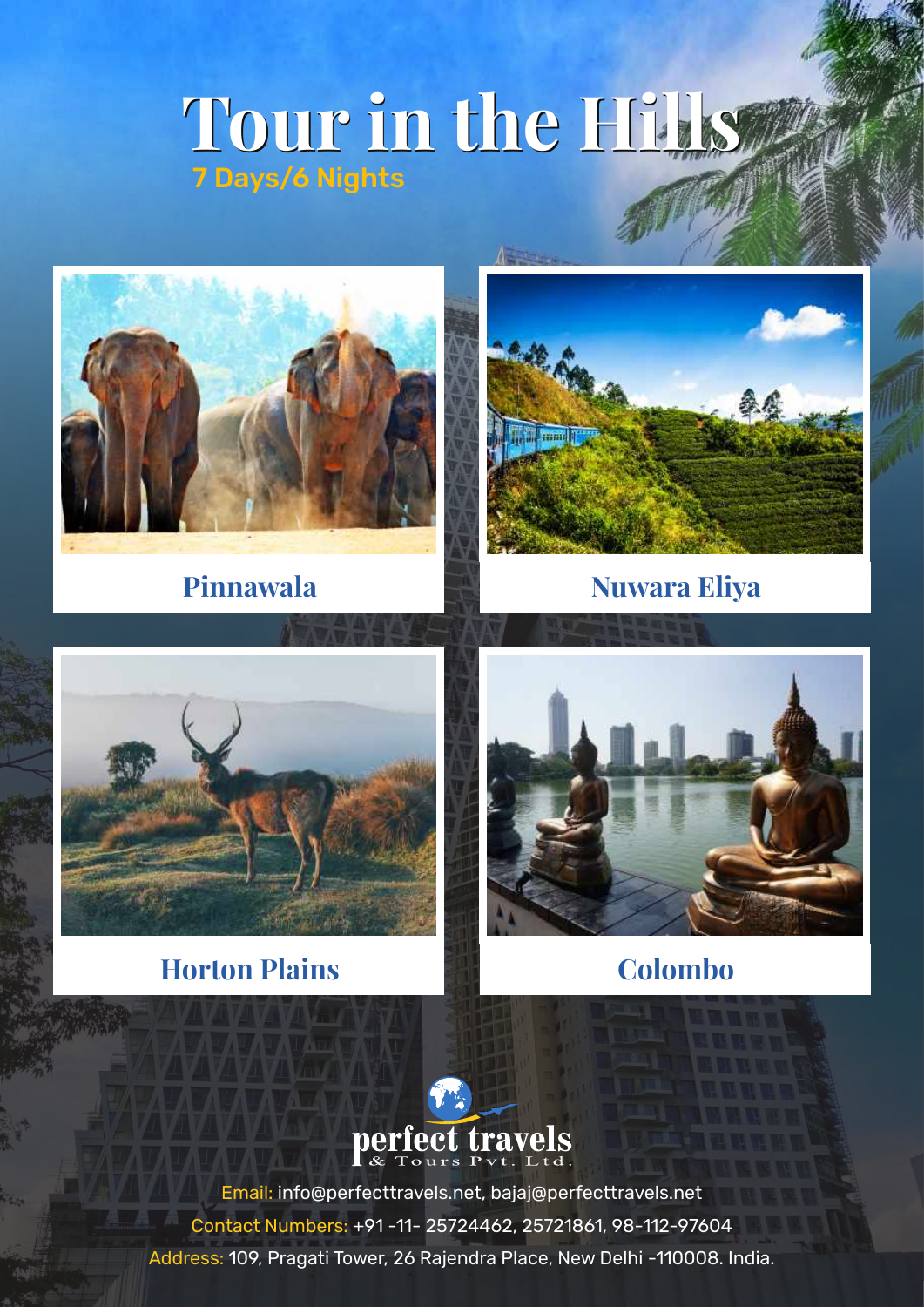# Tour in the Hills

7 Days/6 Nights

Pinnawala

Nuwara Eliya

Horton Plains

Colombo

perfect travels
& Tours Pvt. Ltd.

Email: info@perfecttravels.net, bajaj@perfecttravels.net

Contact Numbers: +91 -11- 25724462, 25721861, 98-112-97604

Address: 109, Pragati Tower, 26 Rajendra Place, New Delhi -110008. India.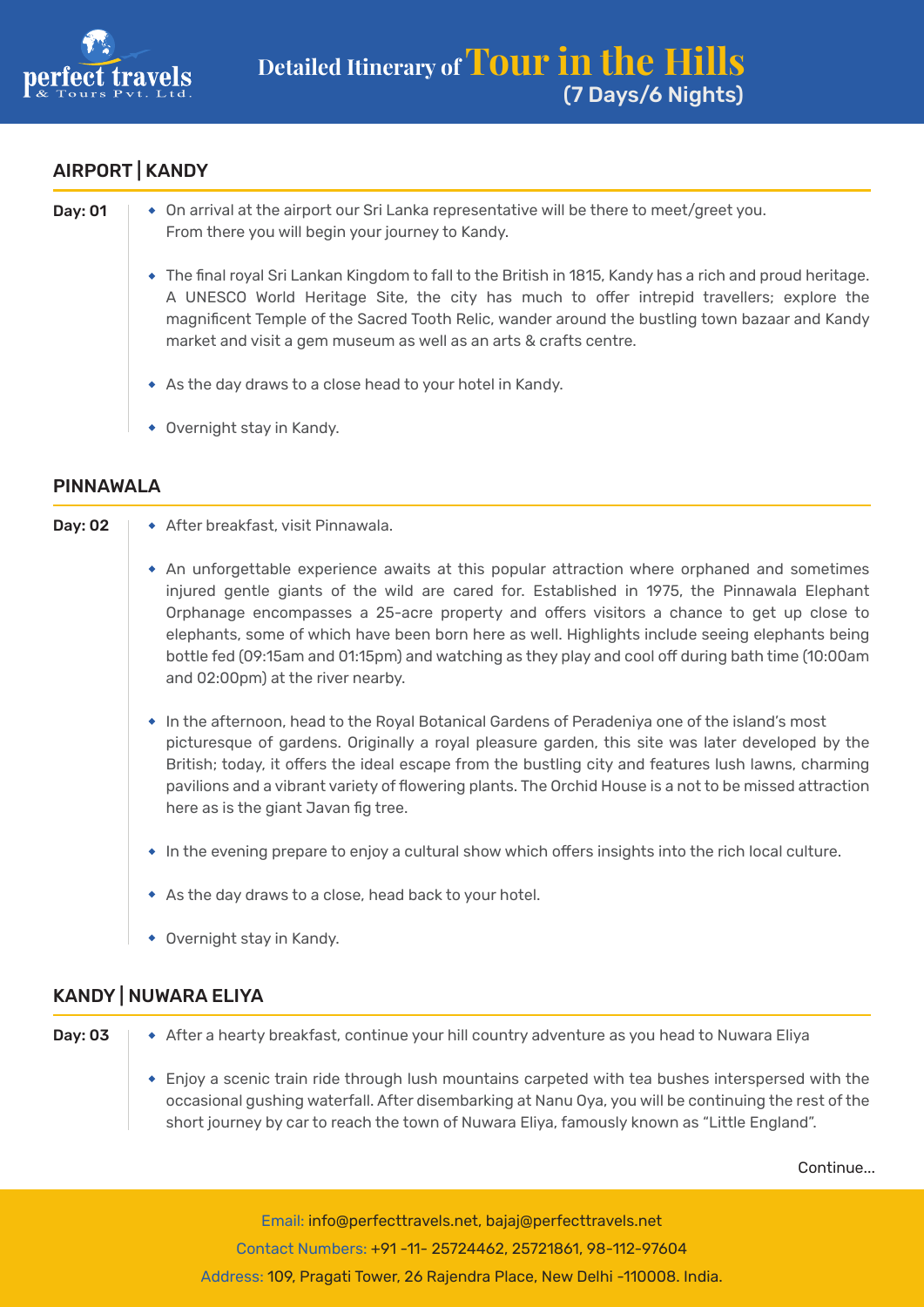# Detailed Itinerary of Tour in the Hills (7 Days/6 Nights)

## AIRPORT | KANDY

**Day: 01**

- On arrival at the airport our Sri Lanka representative will be there to meet/greet you. From there you will begin your journey to Kandy.
- The final royal Sri Lankan Kingdom to fall to the British in 1815, Kandy has a rich and proud heritage. A UNESCO World Heritage Site, the city has much to offer intrepid travellers; explore the magnificent Temple of the Sacred Tooth Relic, wander around the bustling town bazaar and Kandy market and visit a gem museum as well as an arts & crafts centre.
- As the day draws to a close head to your hotel in Kandy.
- Overnight stay in Kandy.

## PINNAWALA

**Day: 02**

- After breakfast, visit Pinnawala.
- An unforgettable experience awaits at this popular attraction where orphaned and sometimes injured gentle giants of the wild are cared for. Established in 1975, the Pinnawala Elephant Orphanage encompasses a 25-acre property and offers visitors a chance to get up close to elephants, some of which have been born here as well. Highlights include seeing elephants being bottle fed (09:15am and 01:15pm) and watching as they play and cool off during bath time (10:00am and 02:00pm) at the river nearby.
- In the afternoon, head to the Royal Botanical Gardens of Peradeniya one of the island's most picturesque of gardens. Originally a royal pleasure garden, this site was later developed by the British; today, it offers the ideal escape from the bustling city and features lush lawns, charming pavilions and a vibrant variety of flowering plants. The Orchid House is a not to be missed attraction here as is the giant Javan fig tree.
- In the evening prepare to enjoy a cultural show which offers insights into the rich local culture.
- As the day draws to a close, head back to your hotel.
- Overnight stay in Kandy.

## KANDY | NUWARA ELIYA

**Day: 03**

- After a hearty breakfast, continue your hill country adventure as you head to Nuwara Eliya
- Enjoy a scenic train ride through lush mountains carpeted with tea bushes interspersed with the occasional gushing waterfall. After disembarking at Nanu Oya, you will be continuing the rest of the short journey by car to reach the town of Nuwara Eliya, famously known as "Little England".

Continue...

Email: info@perfecttravels.net, bajaj@perfecttravels.net
Contact Numbers: +91 -11- 25724462, 25721861, 98-112-97604
Address: 109, Pragati Tower, 26 Rajendra Place, New Delhi -110008. India.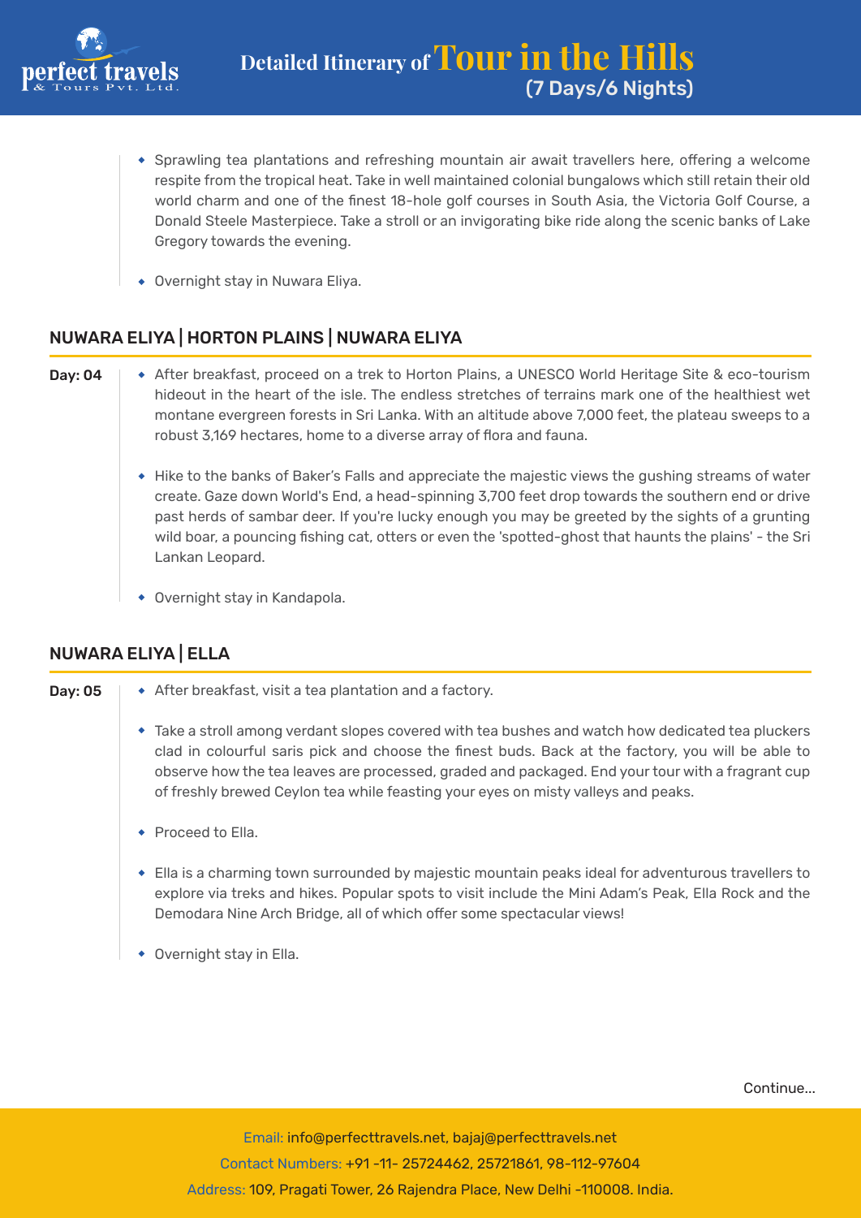- Sprawling tea plantations and refreshing mountain air await travellers here, offering a welcome respite from the tropical heat. Take in well maintained colonial bungalows which still retain their old world charm and one of the finest 18-hole golf courses in South Asia, the Victoria Golf Course, a Donald Steele Masterpiece. Take a stroll or an invigorating bike ride along the scenic banks of Lake Gregory towards the evening.
- Overnight stay in Nuwara Eliya.

## NUWARA ELIYA | HORTON PLAINS | NUWARA ELIYA

**Day: 04**

- After breakfast, proceed on a trek to Horton Plains, a UNESCO World Heritage Site & eco-tourism hideout in the heart of the isle. The endless stretches of terrains mark one of the healthiest wet montane evergreen forests in Sri Lanka. With an altitude above 7,000 feet, the plateau sweeps to a robust 3,169 hectares, home to a diverse array of flora and fauna.
- Hike to the banks of Baker's Falls and appreciate the majestic views the gushing streams of water create. Gaze down World's End, a head-spinning 3,700 feet drop towards the southern end or drive past herds of sambar deer. If you're lucky enough you may be greeted by the sights of a grunting wild boar, a pouncing fishing cat, otters or even the 'spotted-ghost that haunts the plains' - the Sri Lankan Leopard.
- Overnight stay in Kandapola.

## NUWARA ELIYA | ELLA

**Day: 05**

- After breakfast, visit a tea plantation and a factory.
- Take a stroll among verdant slopes covered with tea bushes and watch how dedicated tea pluckers clad in colourful saris pick and choose the finest buds. Back at the factory, you will be able to observe how the tea leaves are processed, graded and packaged. End your tour with a fragrant cup of freshly brewed Ceylon tea while feasting your eyes on misty valleys and peaks.
- Proceed to Ella.
- Ella is a charming town surrounded by majestic mountain peaks ideal for adventurous travellers to explore via treks and hikes. Popular spots to visit include the Mini Adam's Peak, Ella Rock and the Demodara Nine Arch Bridge, all of which offer some spectacular views!
- Overnight stay in Ella.

Continue...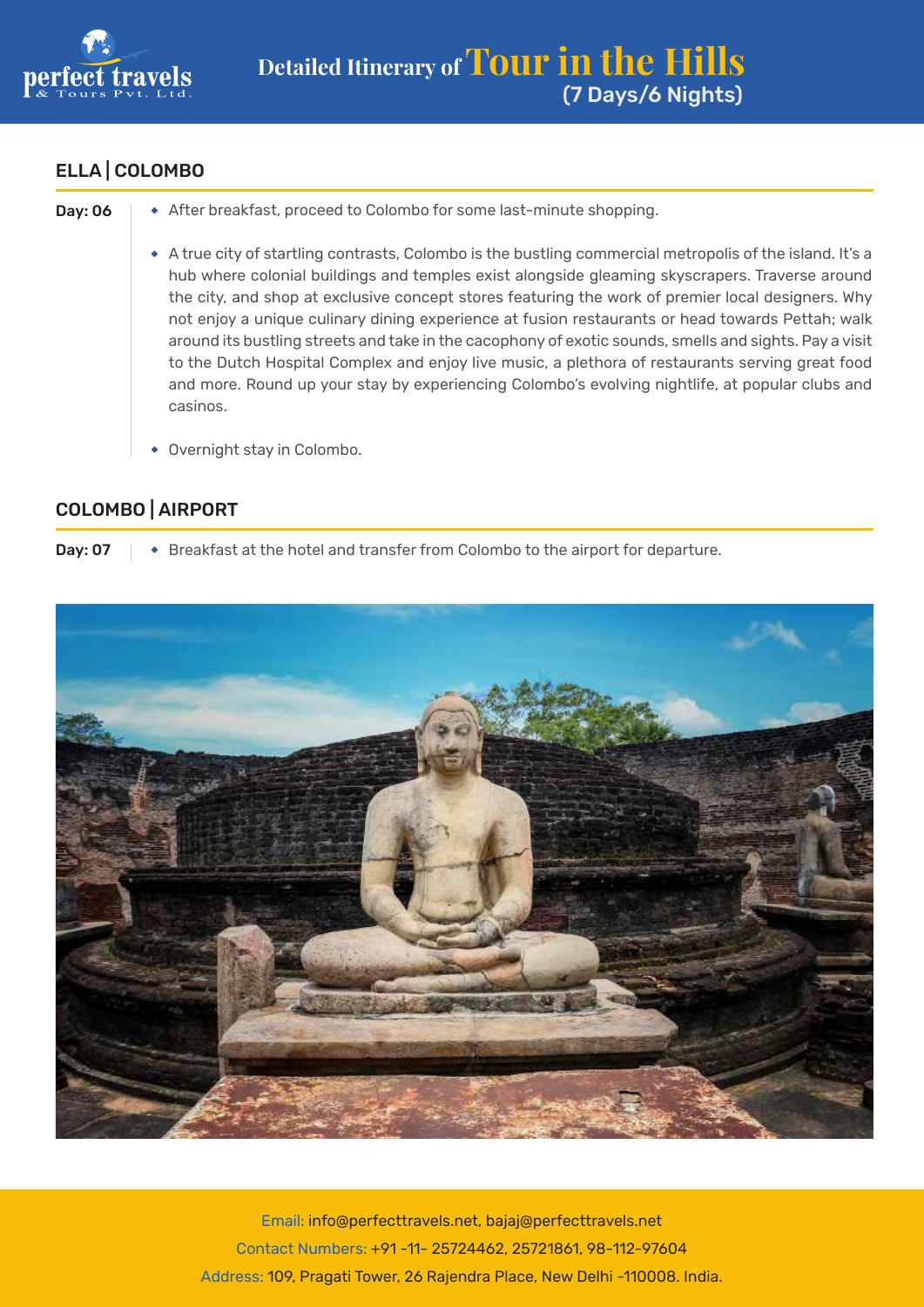## ELLA | COLOMBO

**Day: 06**

- After breakfast, proceed to Colombo for some last-minute shopping.
- A true city of startling contrasts, Colombo is the bustling commercial metropolis of the island. It's a hub where colonial buildings and temples exist alongside gleaming skyscrapers. Traverse around the city, and shop at exclusive concept stores featuring the work of premier local designers. Why not enjoy a unique culinary dining experience at fusion restaurants or head towards Pettah; walk around its bustling streets and take in the cacophony of exotic sounds, smells and sights. Pay a visit to the Dutch Hospital Complex and enjoy live music, a plethora of restaurants serving great food and more. Round up your stay by experiencing Colombo's evolving nightlife, at popular clubs and casinos.
- Overnight stay in Colombo.

## COLOMBO | AIRPORT

**Day: 07**

- Breakfast at the hotel and transfer from Colombo to the airport for departure.

Email: info@perfecttravels.net, bajaj@perfecttravels.net

Contact Numbers: +91 -11- 25724462, 25721861, 98-112-97604

Address: 109, Pragati Tower, 26 Rajendra Place, New Delhi -110008. India.